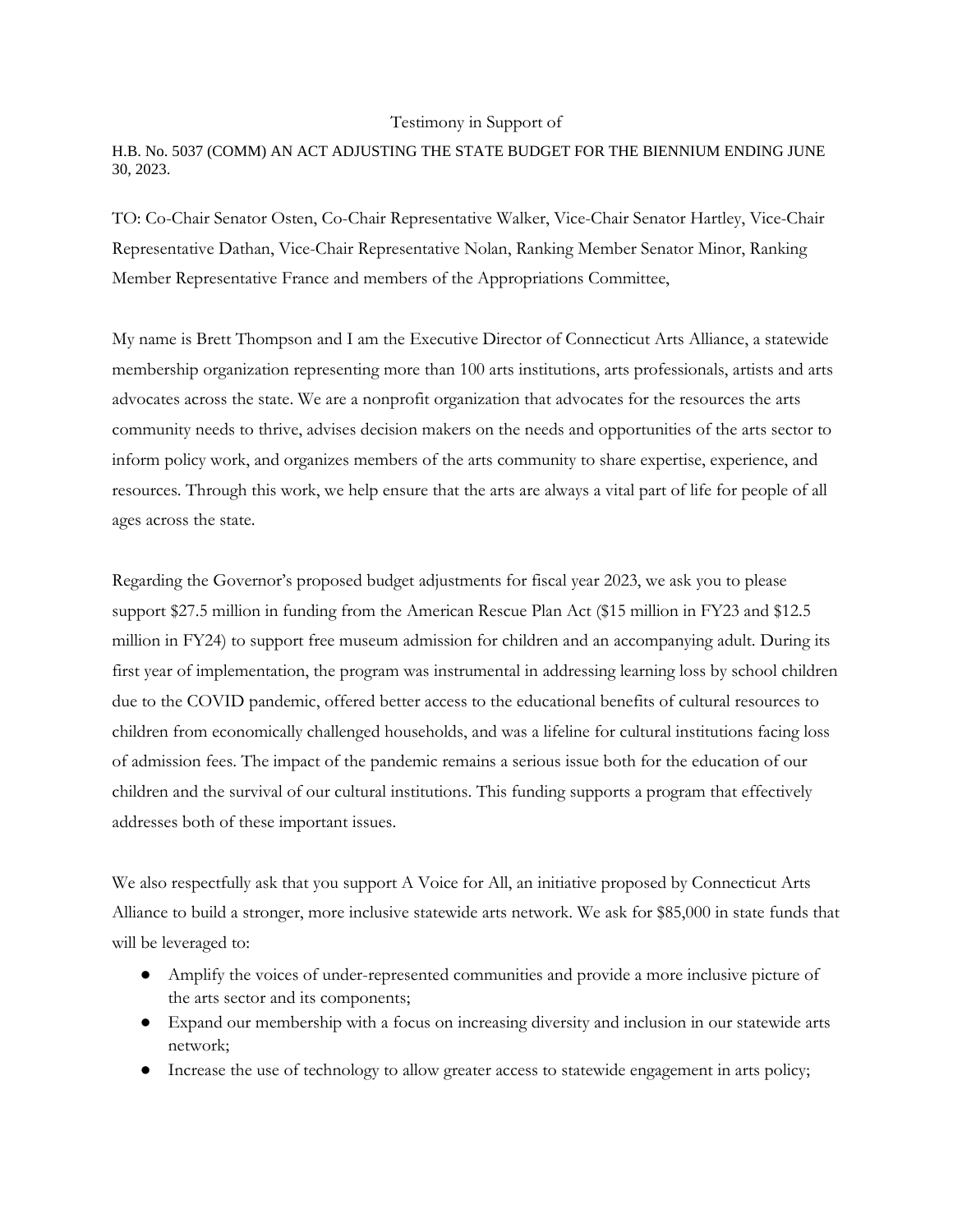Testimony in Support of

H.B. No. 5037 (COMM) AN ACT ADJUSTING THE STATE BUDGET FOR THE BIENNIUM ENDING JUNE 30, 2023.

TO: Co-Chair Senator Osten, Co-Chair Representative Walker, Vice-Chair Senator Hartley, Vice-Chair Representative Dathan, Vice-Chair Representative Nolan, Ranking Member Senator Minor, Ranking Member Representative France and members of the Appropriations Committee,

My name is Brett Thompson and I am the Executive Director of Connecticut Arts Alliance, a statewide membership organization representing more than 100 arts institutions, arts professionals, artists and arts advocates across the state. We are a nonprofit organization that advocates for the resources the arts community needs to thrive, advises decision makers on the needs and opportunities of the arts sector to inform policy work, and organizes members of the arts community to share expertise, experience, and resources. Through this work, we help ensure that the arts are always a vital part of life for people of all ages across the state.

Regarding the Governor's proposed budget adjustments for fiscal year 2023, we ask you to please support $27.5 million in funding from the American Rescue Plan Act ($15 million in FY23 and $12.5 million in FY24) to support free museum admission for children and an accompanying adult. During its first year of implementation, the program was instrumental in addressing learning loss by school children due to the COVID pandemic, offered better access to the educational benefits of cultural resources to children from economically challenged households, and was a lifeline for cultural institutions facing loss of admission fees. The impact of the pandemic remains a serious issue both for the education of our children and the survival of our cultural institutions. This funding supports a program that effectively addresses both of these important issues.

We also respectfully ask that you support A Voice for All, an initiative proposed by Connecticut Arts Alliance to build a stronger, more inclusive statewide arts network. We ask for $85,000 in state funds that will be leveraged to:

- Amplify the voices of under-represented communities and provide a more inclusive picture of the arts sector and its components;
- Expand our membership with a focus on increasing diversity and inclusion in our statewide arts network;
- Increase the use of technology to allow greater access to statewide engagement in arts policy;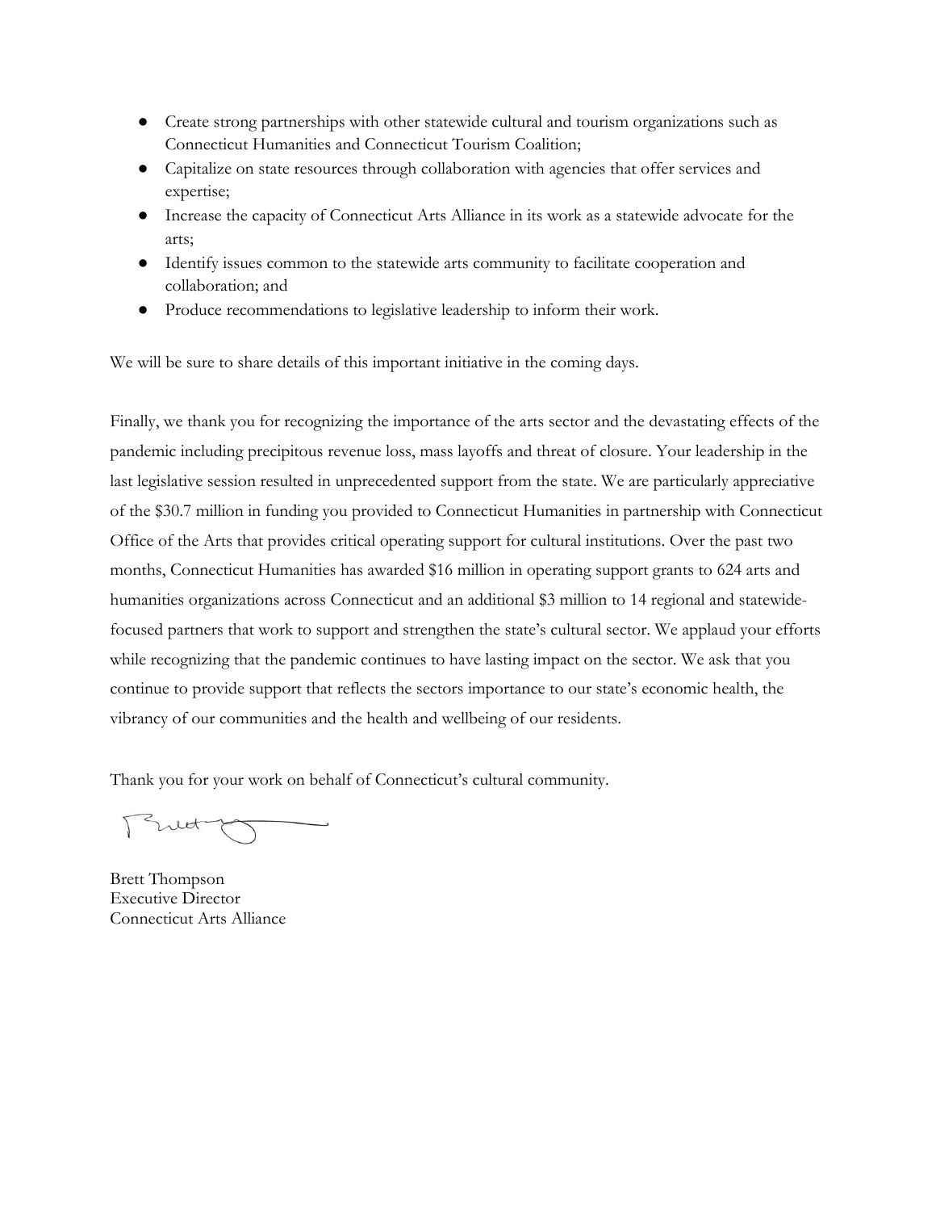- Create strong partnerships with other statewide cultural and tourism organizations such as Connecticut Humanities and Connecticut Tourism Coalition;
- Capitalize on state resources through collaboration with agencies that offer services and expertise;
- Increase the capacity of Connecticut Arts Alliance in its work as a statewide advocate for the arts;
- Identify issues common to the statewide arts community to facilitate cooperation and collaboration; and
- Produce recommendations to legislative leadership to inform their work.

We will be sure to share details of this important initiative in the coming days.

Finally, we thank you for recognizing the importance of the arts sector and the devastating effects of the pandemic including precipitous revenue loss, mass layoffs and threat of closure. Your leadership in the last legislative session resulted in unprecedented support from the state. We are particularly appreciative of the $30.7 million in funding you provided to Connecticut Humanities in partnership with Connecticut Office of the Arts that provides critical operating support for cultural institutions. Over the past two months, Connecticut Humanities has awarded $16 million in operating support grants to 624 arts and humanities organizations across Connecticut and an additional $3 million to 14 regional and statewide-focused partners that work to support and strengthen the state's cultural sector. We applaud your efforts while recognizing that the pandemic continues to have lasting impact on the sector. We ask that you continue to provide support that reflects the sectors importance to our state's economic health, the vibrancy of our communities and the health and wellbeing of our residents.

Thank you for your work on behalf of Connecticut's cultural community.

Brett Thompson
Executive Director
Connecticut Arts Alliance